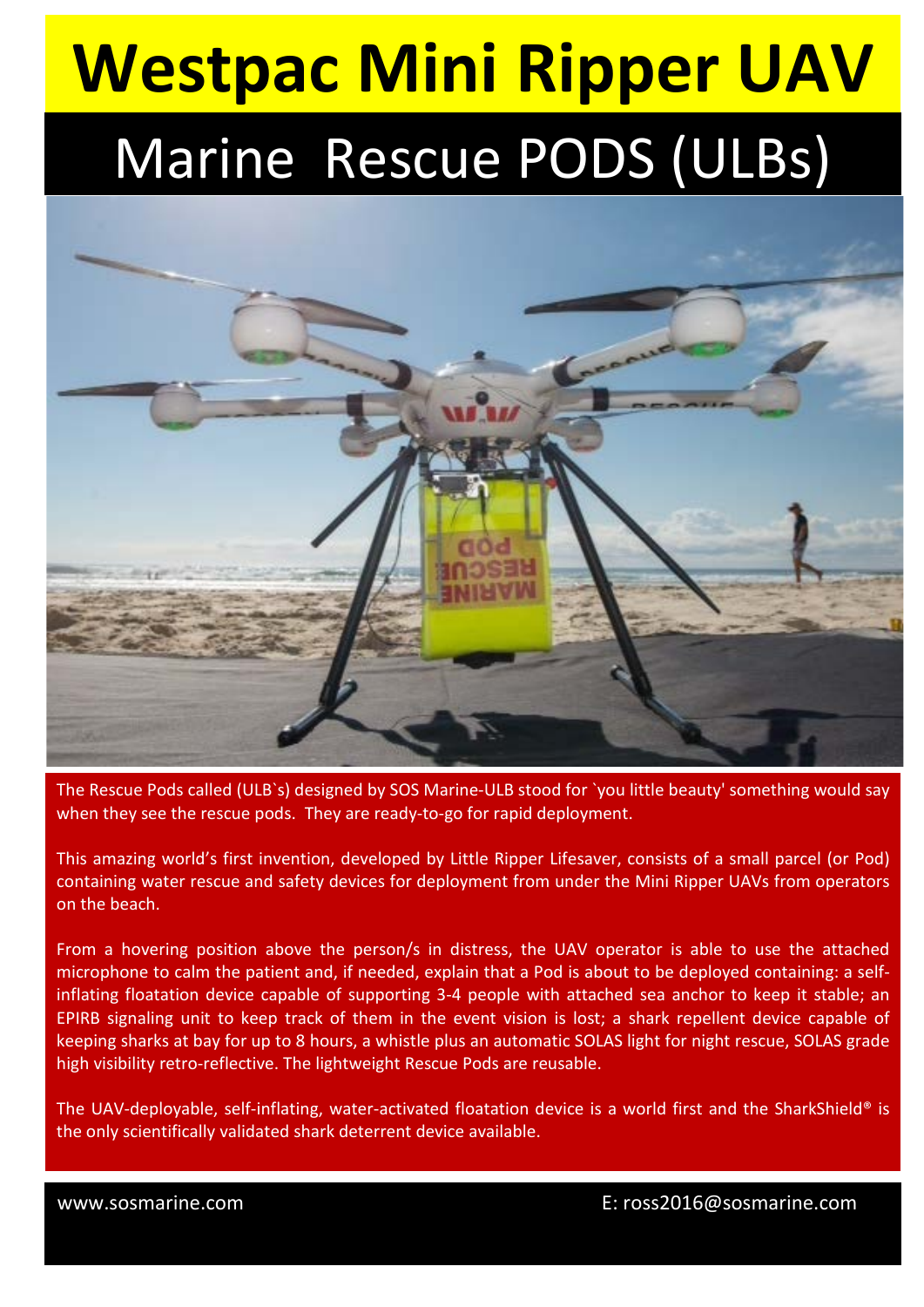# Westpac Mini Ripper UAV

## Marine Rescue PODS (ULBs)

The Rescue Pods called (ULB`s) designed by SOS Marine-ULB stood for `you little beauty' something would say when they see the rescue pods. They are ready-to-go for rapid deployment.

This amazing world's first invention, developed by Little Ripper Lifesaver, consists of a small parcel (or Pod) containing water rescue and safety devices for deployment from under the Mini Ripper UAVs from operators on the beach.

From a hovering position above the person/s in distress, the UAV operator is able to use the attached microphone to calm the patient and, if needed, explain that a Pod is about to be deployed containing: a self-inflating floatation device capable of supporting 3-4 people with attached sea anchor to keep it stable; an EPIRB signaling unit to keep track of them in the event vision is lost; a shark repellent device capable of keeping sharks at bay for up to 8 hours, a whistle plus an automatic SOLAS light for night rescue, SOLAS grade high visibility retro-reflective. The lightweight Rescue Pods are reusable.

The UAV-deployable, self-inflating, water-activated floatation device is a world first and the SharkShield® is the only scientifically validated shark deterrent device available.

www.sosmarine.com E: ross2016@sosmarine.com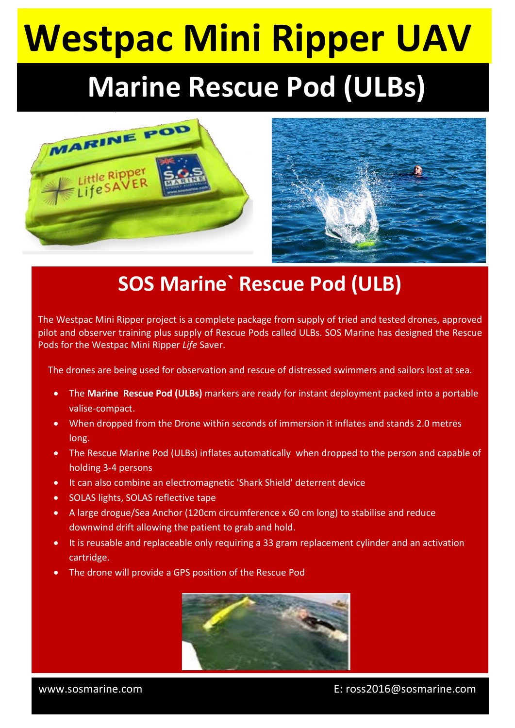# Westpac Mini Ripper UAV

## Marine Rescue Pod (ULBs)

## SOS Marine` Rescue Pod (ULB)

The Westpac Mini Ripper project is a complete package from supply of tried and tested drones, approved pilot and observer training plus supply of Rescue Pods called ULBs. SOS Marine has designed the Rescue Pods for the Westpac Mini Ripper *Life* Saver.

The drones are being used for observation and rescue of distressed swimmers and sailors lost at sea.

- The **Marine Rescue Pod (ULBs)** markers are ready for instant deployment packed into a portable valise-compact.
- When dropped from the Drone within seconds of immersion it inflates and stands 2.0 metres long.
- The Rescue Marine Pod (ULBs) inflates automatically when dropped to the person and capable of holding 3-4 persons
- It can also combine an electromagnetic 'Shark Shield' deterrent device
- SOLAS lights, SOLAS reflective tape
- A large drogue/Sea Anchor (120cm circumference x 60 cm long) to stabilise and reduce downwind drift allowing the patient to grab and hold.
- It is reusable and replaceable only requiring a 33 gram replacement cylinder and an activation cartridge.
- The drone will provide a GPS position of the Rescue Pod

www.sosmarine.com E: ross2016@sosmarine.com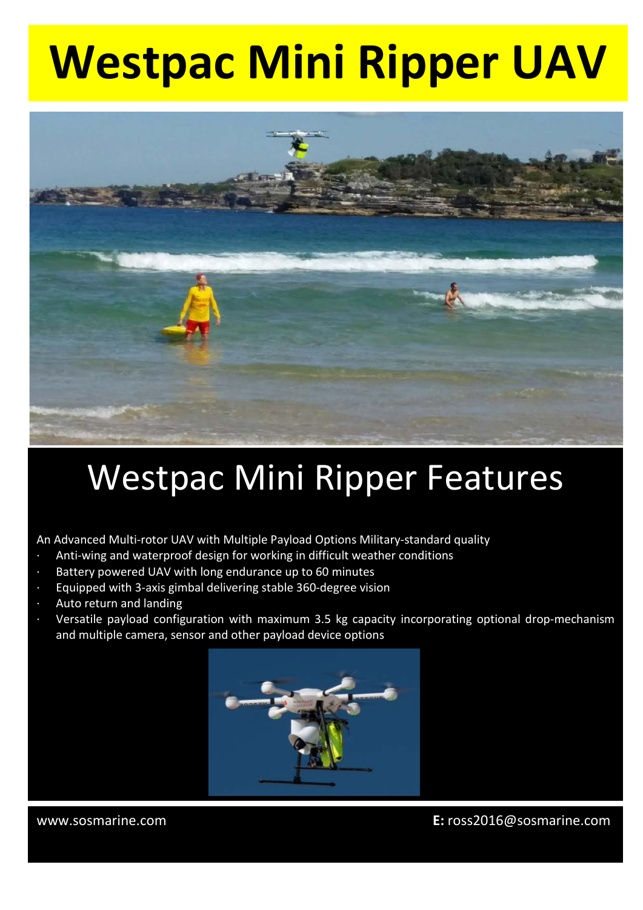# Westpac Mini Ripper UAV

## Westpac Mini Ripper Features

An Advanced Multi-rotor UAV with Multiple Payload Options Military-standard quality

- Anti-wing and waterproof design for working in difficult weather conditions
- Battery powered UAV with long endurance up to 60 minutes
- Equipped with 3-axis gimbal delivering stable 360-degree vision
- Auto return and landing
- Versatile payload configuration with maximum 3.5 kg capacity incorporating optional drop-mechanism and multiple camera, sensor and other payload device options

www.sosmarine.com

**E:** ross2016@sosmarine.com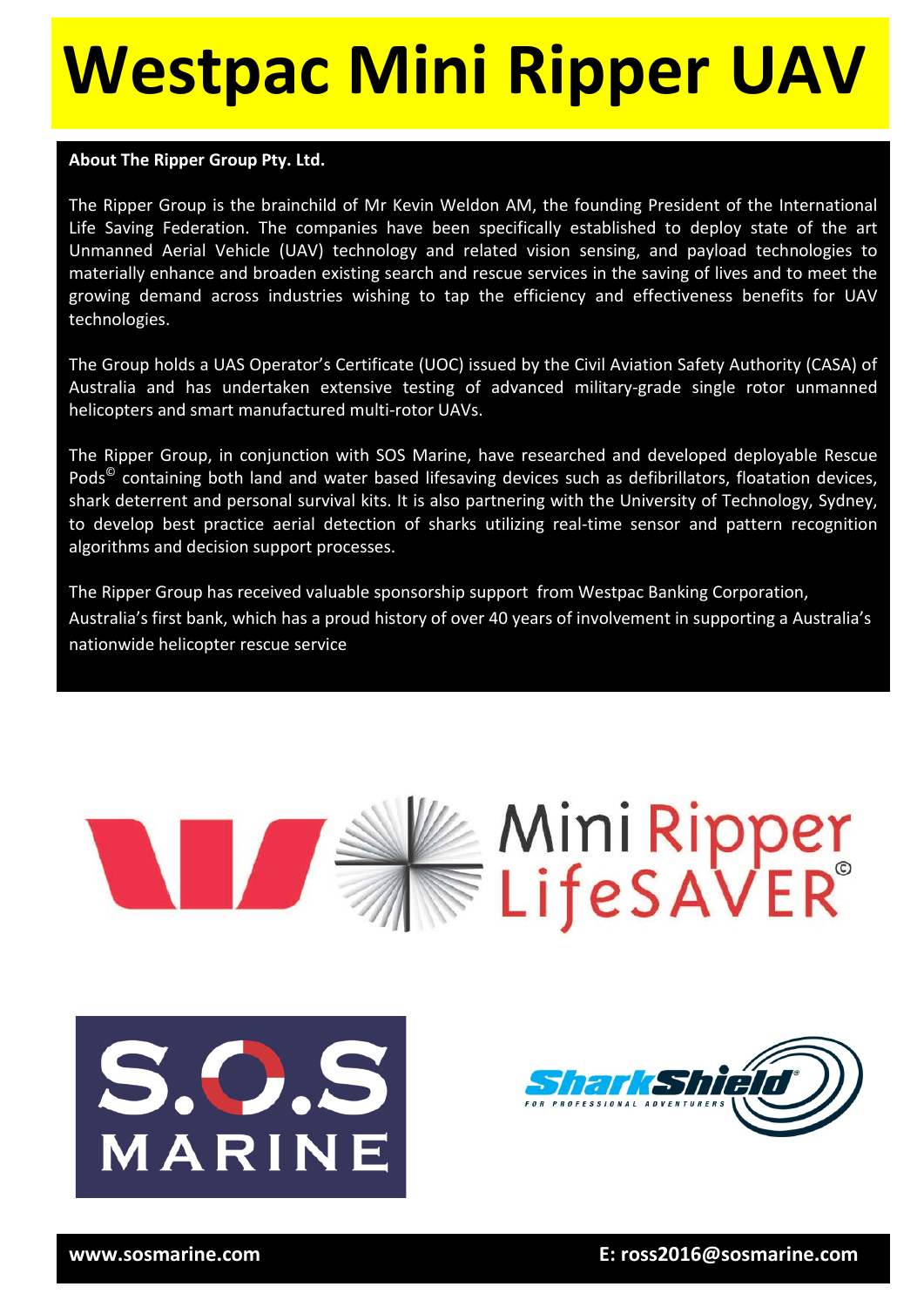# Westpac Mini Ripper UAV

**About The Ripper Group Pty. Ltd.**

The Ripper Group is the brainchild of Mr Kevin Weldon AM, the founding President of the International Life Saving Federation. The companies have been specifically established to deploy state of the art Unmanned Aerial Vehicle (UAV) technology and related vision sensing, and payload technologies to materially enhance and broaden existing search and rescue services in the saving of lives and to meet the growing demand across industries wishing to tap the efficiency and effectiveness benefits for UAV technologies.

The Group holds a UAS Operator's Certificate (UOC) issued by the Civil Aviation Safety Authority (CASA) of Australia and has undertaken extensive testing of advanced military-grade single rotor unmanned helicopters and smart manufactured multi-rotor UAVs.

The Ripper Group, in conjunction with SOS Marine, have researched and developed deployable Rescue Pods© containing both land and water based lifesaving devices such as defibrillators, floatation devices, shark deterrent and personal survival kits. It is also partnering with the University of Technology, Sydney, to develop best practice aerial detection of sharks utilizing real-time sensor and pattern recognition algorithms and decision support processes.

The Ripper Group has received valuable sponsorship support from Westpac Banking Corporation, Australia's first bank, which has a proud history of over 40 years of involvement in supporting a Australia's nationwide helicopter rescue service

Mini Ripper LifeSAVER©

S.O.S MARINE

SharkShield® FOR PROFESSIONAL ADVENTURERS

**www.sosmarine.com** **E: ross2016@sosmarine.com**